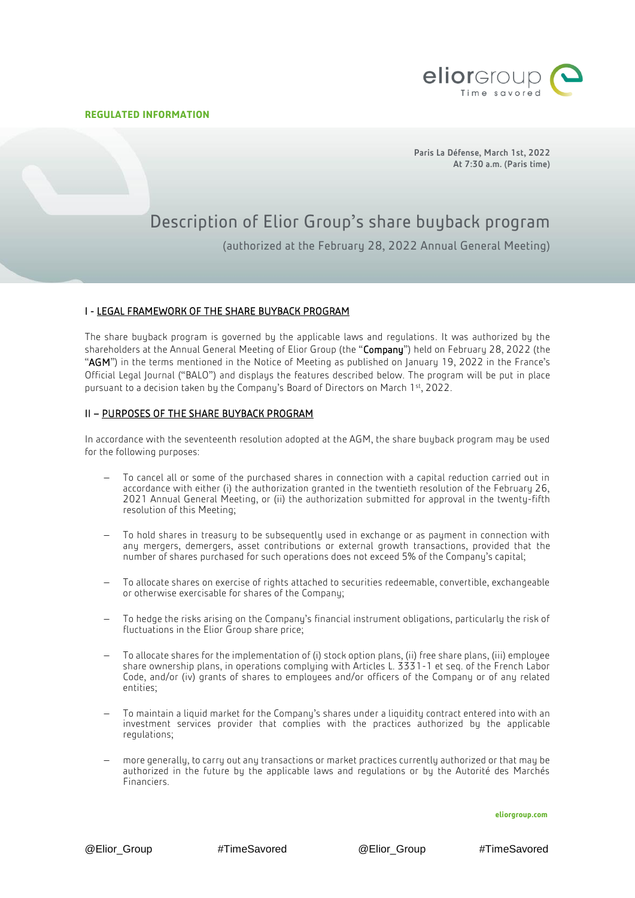**REGULATED INFORMATION**

Paris La Défense, March 1st, 2022
At 7:30 a.m. (Paris time)

# Description of Elior Group's share buyback program

(authorized at the February 28, 2022 Annual General Meeting)

## I - LEGAL FRAMEWORK OF THE SHARE BUYBACK PROGRAM

The share buyback program is governed by the applicable laws and regulations. It was authorized by the shareholders at the Annual General Meeting of Elior Group (the "**Company**") held on February 28, 2022 (the "**AGM**") in the terms mentioned in the Notice of Meeting as published on January 19, 2022 in the France's Official Legal Journal ("BALO") and displays the features described below. The program will be put in place pursuant to a decision taken by the Company's Board of Directors on March 1st, 2022.

## II – PURPOSES OF THE SHARE BUYBACK PROGRAM

In accordance with the seventeenth resolution adopted at the AGM, the share buyback program may be used for the following purposes:

- To cancel all or some of the purchased shares in connection with a capital reduction carried out in accordance with either (i) the authorization granted in the twentieth resolution of the February 26, 2021 Annual General Meeting, or (ii) the authorization submitted for approval in the twenty-fifth resolution of this Meeting;
- To hold shares in treasury to be subsequently used in exchange or as payment in connection with any mergers, demergers, asset contributions or external growth transactions, provided that the number of shares purchased for such operations does not exceed 5% of the Company's capital;
- To allocate shares on exercise of rights attached to securities redeemable, convertible, exchangeable or otherwise exercisable for shares of the Company;
- To hedge the risks arising on the Company's financial instrument obligations, particularly the risk of fluctuations in the Elior Group share price;
- To allocate shares for the implementation of (i) stock option plans, (ii) free share plans, (iii) employee share ownership plans, in operations complying with Articles L. 3331-1 et seq. of the French Labor Code, and/or (iv) grants of shares to employees and/or officers of the Company or of any related entities;
- To maintain a liquid market for the Company's shares under a liquidity contract entered into with an investment services provider that complies with the practices authorized by the applicable regulations;
- more generally, to carry out any transactions or market practices currently authorized or that may be authorized in the future by the applicable laws and regulations or by the Autorité des Marchés Financiers.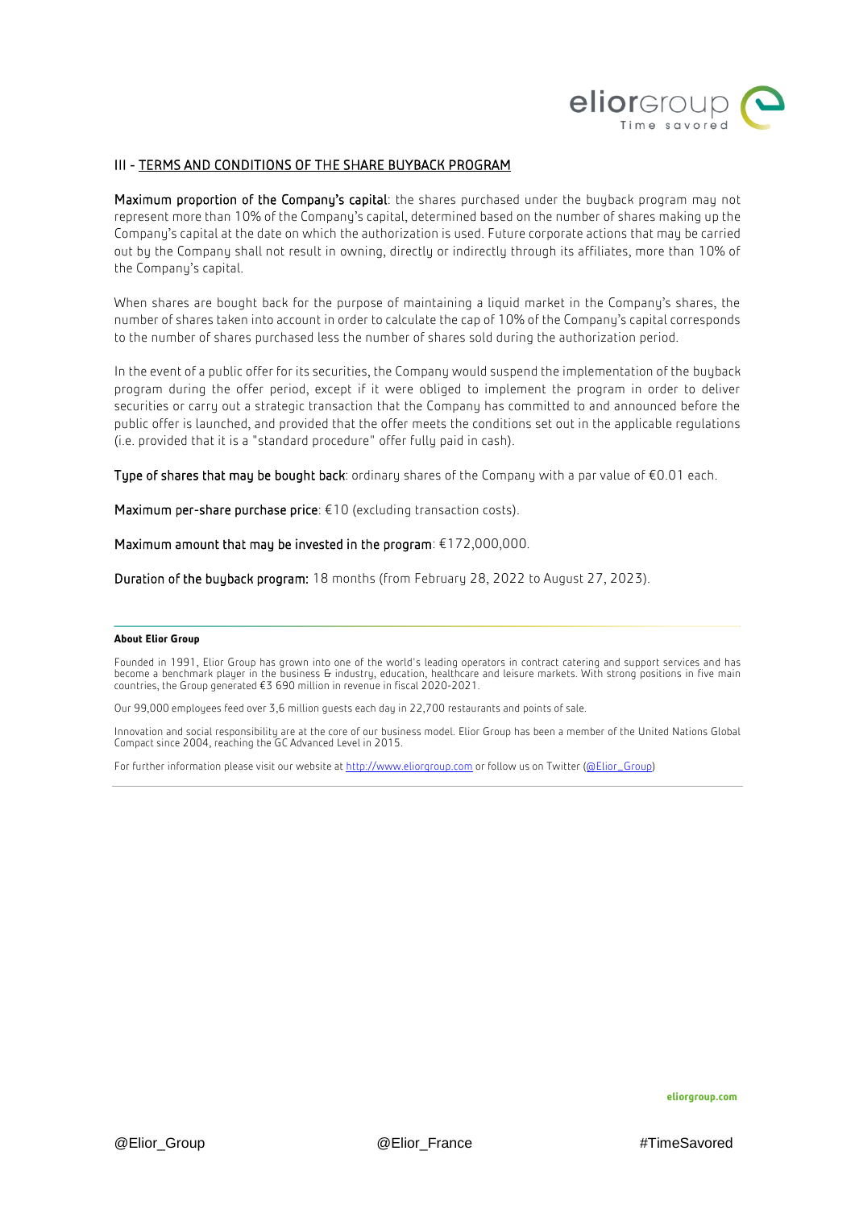## III - TERMS AND CONDITIONS OF THE SHARE BUYBACK PROGRAM

**Maximum proportion of the Company's capital**: the shares purchased under the buyback program may not represent more than 10% of the Company's capital, determined based on the number of shares making up the Company's capital at the date on which the authorization is used. Future corporate actions that may be carried out by the Company shall not result in owning, directly or indirectly through its affiliates, more than 10% of the Company's capital.

When shares are bought back for the purpose of maintaining a liquid market in the Company's shares, the number of shares taken into account in order to calculate the cap of 10% of the Company's capital corresponds to the number of shares purchased less the number of shares sold during the authorization period.

In the event of a public offer for its securities, the Company would suspend the implementation of the buyback program during the offer period, except if it were obliged to implement the program in order to deliver securities or carry out a strategic transaction that the Company has committed to and announced before the public offer is launched, and provided that the offer meets the conditions set out in the applicable regulations (i.e. provided that it is a "standard procedure" offer fully paid in cash).

**Type of shares that may be bought back**: ordinary shares of the Company with a par value of €0.01 each.

**Maximum per-share purchase price**: €10 (excluding transaction costs).

**Maximum amount that may be invested in the program**: €172,000,000.

**Duration of the buyback program:** 18 months (from February 28, 2022 to August 27, 2023).

---

**About Elior Group**

Founded in 1991, Elior Group has grown into one of the world's leading operators in contract catering and support services and has become a benchmark player in the business & industry, education, healthcare and leisure markets. With strong positions in five main countries, the Group generated €3 690 million in revenue in fiscal 2020-2021.

Our 99,000 employees feed over 3,6 million guests each day in 22,700 restaurants and points of sale.

Innovation and social responsibility are at the core of our business model. Elior Group has been a member of the United Nations Global Compact since 2004, reaching the GC Advanced Level in 2015.

For further information please visit our website at http://www.eliorgroup.com or follow us on Twitter (@Elior_Group)